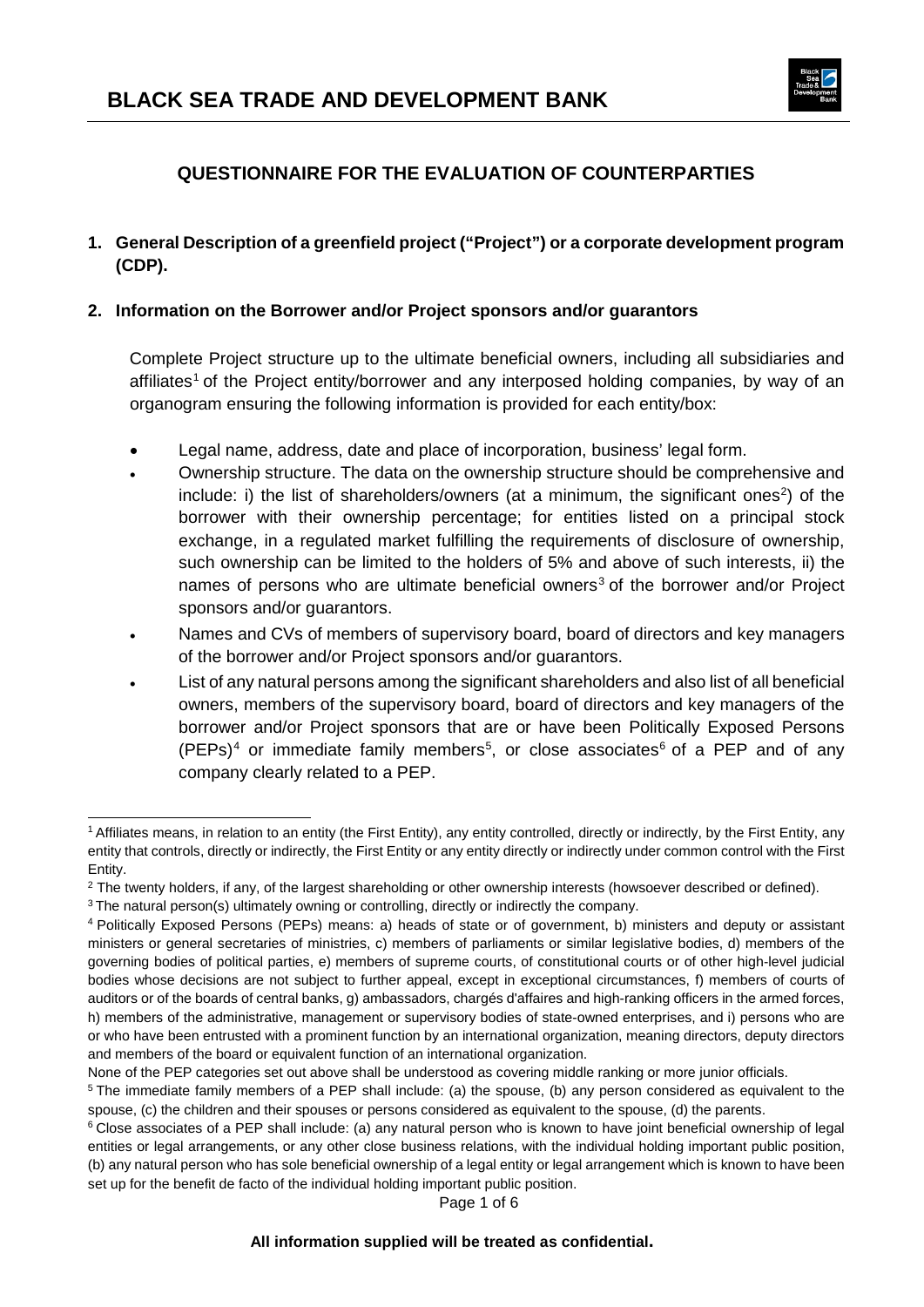# BLACK SEA TRADE AND DEVELOPMENT BANK

## QUESTIONNAIRE FOR THE EVALUATION OF COUNTERPARTIES

**1. General Description of a greenfield project ("Project") or a corporate development program (CDP).**

**2. Information on the Borrower and/or Project sponsors and/or guarantors**

Complete Project structure up to the ultimate beneficial owners, including all subsidiaries and affiliates[1] of the Project entity/borrower and any interposed holding companies, by way of an organogram ensuring the following information is provided for each entity/box:

- Legal name, address, date and place of incorporation, business' legal form.
- Ownership structure. The data on the ownership structure should be comprehensive and include: i) the list of shareholders/owners (at a minimum, the significant ones[2]) of the borrower with their ownership percentage; for entities listed on a principal stock exchange, in a regulated market fulfilling the requirements of disclosure of ownership, such ownership can be limited to the holders of 5% and above of such interests, ii) the names of persons who are ultimate beneficial owners[3] of the borrower and/or Project sponsors and/or guarantors.
- Names and CVs of members of supervisory board, board of directors and key managers of the borrower and/or Project sponsors and/or guarantors.
- List of any natural persons among the significant shareholders and also list of all beneficial owners, members of the supervisory board, board of directors and key managers of the borrower and/or Project sponsors that are or have been Politically Exposed Persons (PEPs)[4] or immediate family members[5], or close associates[6] of a PEP and of any company clearly related to a PEP.

---

[1] Affiliates means, in relation to an entity (the First Entity), any entity controlled, directly or indirectly, by the First Entity, any entity that controls, directly or indirectly, the First Entity or any entity directly or indirectly under common control with the First Entity.

[2] The twenty holders, if any, of the largest shareholding or other ownership interests (howsoever described or defined).

[3] The natural person(s) ultimately owning or controlling, directly or indirectly the company.

[4] Politically Exposed Persons (PEPs) means: a) heads of state or of government, b) ministers and deputy or assistant ministers or general secretaries of ministries, c) members of parliaments or similar legislative bodies, d) members of the governing bodies of political parties, e) members of supreme courts, of constitutional courts or of other high-level judicial bodies whose decisions are not subject to further appeal, except in exceptional circumstances, f) members of courts of auditors or of the boards of central banks, g) ambassadors, chargés d'affaires and high-ranking officers in the armed forces, h) members of the administrative, management or supervisory bodies of state-owned enterprises, and i) persons who are or who have been entrusted with a prominent function by an international organization, meaning directors, deputy directors and members of the board or equivalent function of an international organization.

None of the PEP categories set out above shall be understood as covering middle ranking or more junior officials.

[5] The immediate family members of a PEP shall include: (a) the spouse, (b) any person considered as equivalent to the spouse, (c) the children and their spouses or persons considered as equivalent to the spouse, (d) the parents.

[6] Close associates of a PEP shall include: (a) any natural person who is known to have joint beneficial ownership of legal entities or legal arrangements, or any other close business relations, with the individual holding important public position, (b) any natural person who has sole beneficial ownership of a legal entity or legal arrangement which is known to have been set up for the benefit de facto of the individual holding important public position.

**All information supplied will be treated as confidential.**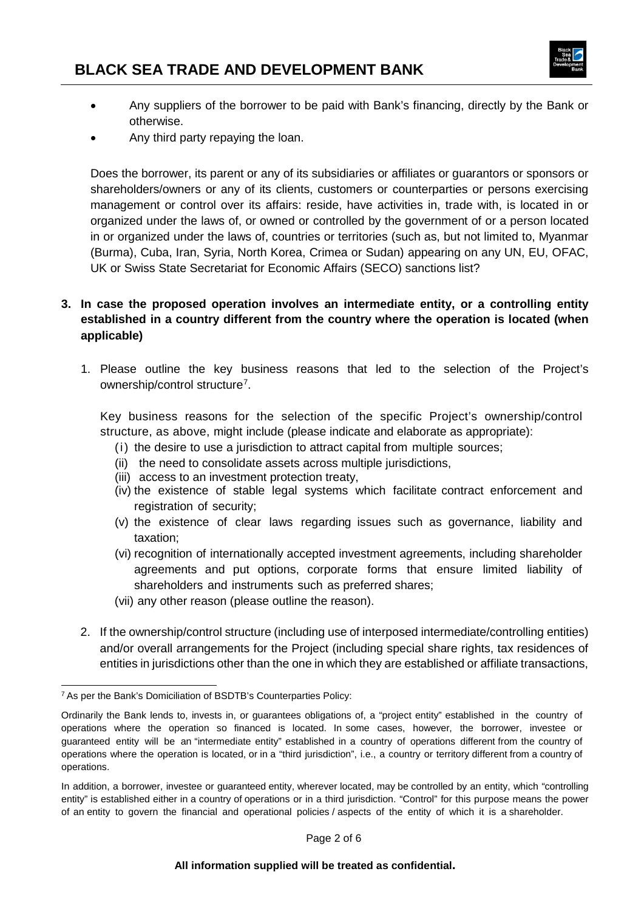- Any suppliers of the borrower to be paid with Bank's financing, directly by the Bank or otherwise.
- Any third party repaying the loan.

Does the borrower, its parent or any of its subsidiaries or affiliates or guarantors or sponsors or shareholders/owners or any of its clients, customers or counterparties or persons exercising management or control over its affairs: reside, have activities in, trade with, is located in or organized under the laws of, or owned or controlled by the government of or a person located in or organized under the laws of, countries or territories (such as, but not limited to, Myanmar (Burma), Cuba, Iran, Syria, North Korea, Crimea or Sudan) appearing on any UN, EU, OFAC, UK or Swiss State Secretariat for Economic Affairs (SECO) sanctions list?

**3. In case the proposed operation involves an intermediate entity, or a controlling entity established in a country different from the country where the operation is located (when applicable)**

1. Please outline the key business reasons that led to the selection of the Project's ownership/control structure[7].

   Key business reasons for the selection of the specific Project's ownership/control structure, as above, might include (please indicate and elaborate as appropriate):

   (i) the desire to use a jurisdiction to attract capital from multiple sources;
   (ii) the need to consolidate assets across multiple jurisdictions,
   (iii) access to an investment protection treaty,
   (iv) the existence of stable legal systems which facilitate contract enforcement and registration of security;
   (v) the existence of clear laws regarding issues such as governance, liability and taxation;
   (vi) recognition of internationally accepted investment agreements, including shareholder agreements and put options, corporate forms that ensure limited liability of shareholders and instruments such as preferred shares;
   (vii) any other reason (please outline the reason).

2. If the ownership/control structure (including use of interposed intermediate/controlling entities) and/or overall arrangements for the Project (including special share rights, tax residences of entities in jurisdictions other than the one in which they are established or affiliate transactions,

---

[7] As per the Bank's Domiciliation of BSDTB's Counterparties Policy:

Ordinarily the Bank lends to, invests in, or guarantees obligations of, a "project entity" established in the country of operations where the operation so financed is located. In some cases, however, the borrower, investee or guaranteed entity will be an "intermediate entity" established in a country of operations different from the country of operations where the operation is located, or in a "third jurisdiction", i.e., a country or territory different from a country of operations.

In addition, a borrower, investee or guaranteed entity, wherever located, may be controlled by an entity, which "controlling entity" is established either in a country of operations or in a third jurisdiction. "Control" for this purpose means the power of an entity to govern the financial and operational policies / aspects of the entity of which it is a shareholder.

**All information supplied will be treated as confidential.**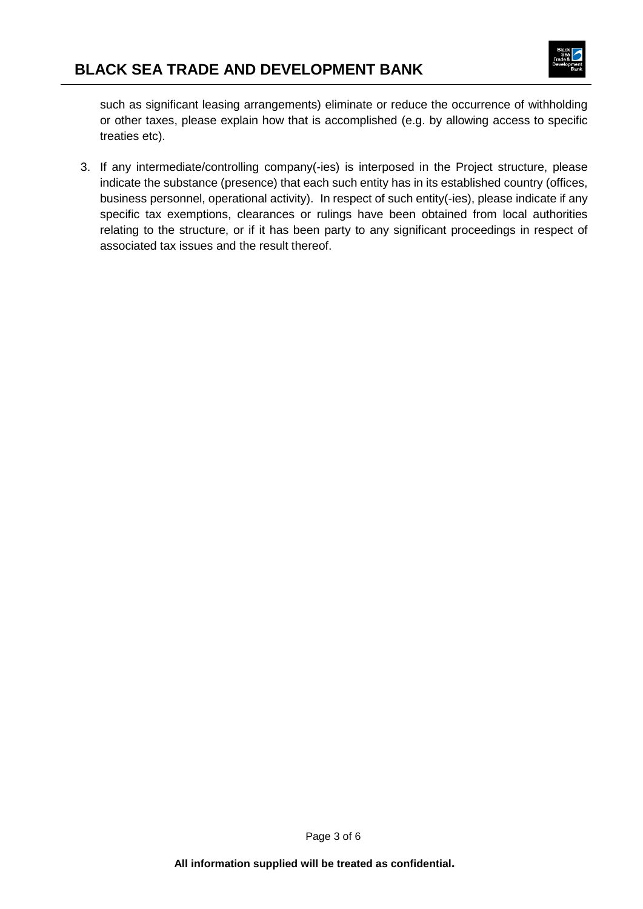such as significant leasing arrangements) eliminate or reduce the occurrence of withholding or other taxes, please explain how that is accomplished (e.g. by allowing access to specific treaties etc).

3. If any intermediate/controlling company(-ies) is interposed in the Project structure, please indicate the substance (presence) that each such entity has in its established country (offices, business personnel, operational activity). In respect of such entity(-ies), please indicate if any specific tax exemptions, clearances or rulings have been obtained from local authorities relating to the structure, or if it has been party to any significant proceedings in respect of associated tax issues and the result thereof.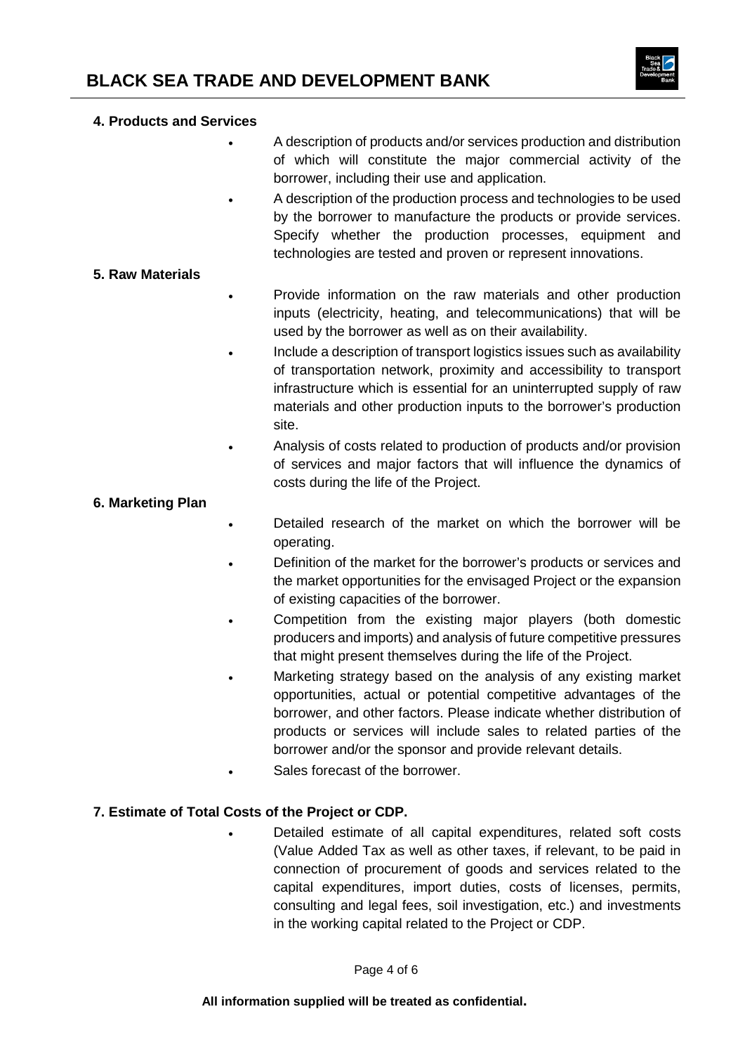#### 4. Products and Services

- A description of products and/or services production and distribution of which will constitute the major commercial activity of the borrower, including their use and application.
- A description of the production process and technologies to be used by the borrower to manufacture the products or provide services. Specify whether the production processes, equipment and technologies are tested and proven or represent innovations.

#### 5. Raw Materials

- Provide information on the raw materials and other production inputs (electricity, heating, and telecommunications) that will be used by the borrower as well as on their availability.
- Include a description of transport logistics issues such as availability of transportation network, proximity and accessibility to transport infrastructure which is essential for an uninterrupted supply of raw materials and other production inputs to the borrower's production site.
- Analysis of costs related to production of products and/or provision of services and major factors that will influence the dynamics of costs during the life of the Project.

#### 6. Marketing Plan

- Detailed research of the market on which the borrower will be operating.
- Definition of the market for the borrower's products or services and the market opportunities for the envisaged Project or the expansion of existing capacities of the borrower.
- Competition from the existing major players (both domestic producers and imports) and analysis of future competitive pressures that might present themselves during the life of the Project.
- Marketing strategy based on the analysis of any existing market opportunities, actual or potential competitive advantages of the borrower, and other factors. Please indicate whether distribution of products or services will include sales to related parties of the borrower and/or the sponsor and provide relevant details.
- Sales forecast of the borrower.

#### 7. Estimate of Total Costs of the Project or CDP.

- Detailed estimate of all capital expenditures, related soft costs (Value Added Tax as well as other taxes, if relevant, to be paid in connection of procurement of goods and services related to the capital expenditures, import duties, costs of licenses, permits, consulting and legal fees, soil investigation, etc.) and investments in the working capital related to the Project or CDP.

**All information supplied will be treated as confidential.**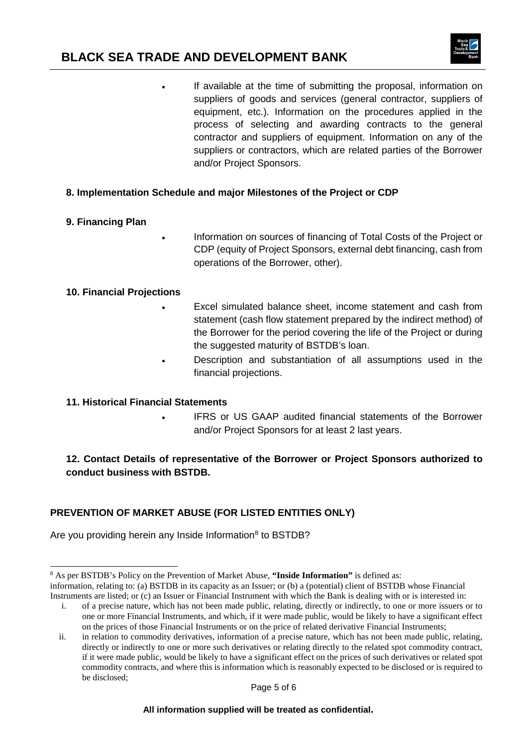- If available at the time of submitting the proposal, information on suppliers of goods and services (general contractor, suppliers of equipment, etc.). Information on the procedures applied in the process of selecting and awarding contracts to the general contractor and suppliers of equipment. Information on any of the suppliers or contractors, which are related parties of the Borrower and/or Project Sponsors.

**8. Implementation Schedule and major Milestones of the Project or CDP**

**9. Financing Plan**

- Information on sources of financing of Total Costs of the Project or CDP (equity of Project Sponsors, external debt financing, cash from operations of the Borrower, other).

**10. Financial Projections**

- Excel simulated balance sheet, income statement and cash from statement (cash flow statement prepared by the indirect method) of the Borrower for the period covering the life of the Project or during the suggested maturity of BSTDB's loan.
- Description and substantiation of all assumptions used in the financial projections.

**11. Historical Financial Statements**

- IFRS or US GAAP audited financial statements of the Borrower and/or Project Sponsors for at least 2 last years.

**12. Contact Details of representative of the Borrower or Project Sponsors authorized to conduct business with BSTDB.**

## PREVENTION OF MARKET ABUSE (FOR LISTED ENTITIES ONLY)

Are you providing herein any Inside Information[8] to BSTDB?

---

[8] As per BSTDB's Policy on the Prevention of Market Abuse, **"Inside Information"** is defined as:
information, relating to: (a) BSTDB in its capacity as an Issuer; or (b) a (potential) client of BSTDB whose Financial Instruments are listed; or (c) an Issuer or Financial Instrument with which the Bank is dealing with or is interested in:

i. of a precise nature, which has not been made public, relating, directly or indirectly, to one or more issuers or to one or more Financial Instruments, and which, if it were made public, would be likely to have a significant effect on the prices of those Financial Instruments or on the price of related derivative Financial Instruments;
ii. in relation to commodity derivatives, information of a precise nature, which has not been made public, relating, directly or indirectly to one or more such derivatives or relating directly to the related spot commodity contract, if it were made public, would be likely to have a significant effect on the prices of such derivatives or related spot commodity contracts, and where this is information which is reasonably expected to be disclosed or is required to be disclosed;

**All information supplied will be treated as confidential.**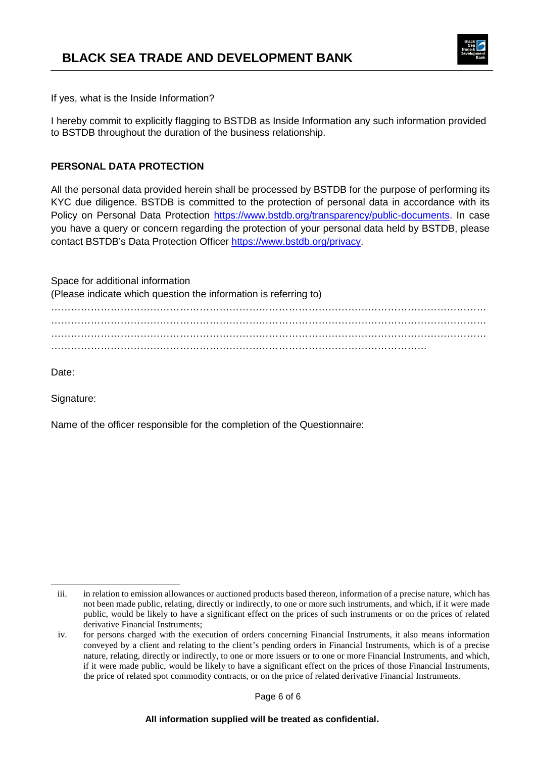If yes, what is the Inside Information?

I hereby commit to explicitly flagging to BSTDB as Inside Information any such information provided to BSTDB throughout the duration of the business relationship.

**PERSONAL DATA PROTECTION**

All the personal data provided herein shall be processed by BSTDB for the purpose of performing its KYC due diligence. BSTDB is committed to the protection of personal data in accordance with its Policy on Personal Data Protection https://www.bstdb.org/transparency/public-documents. In case you have a query or concern regarding the protection of your personal data held by BSTDB, please contact BSTDB's Data Protection Officer https://www.bstdb.org/privacy.

Space for additional information
(Please indicate which question the information is referring to)

……………………………………………………………………………………………………………………
……………………………………………………………………………………………………………………
……………………………………………………………………………………………………………………
…………………………………………………………………………………………………

Date:

Signature:

Name of the officer responsible for the completion of the Questionnaire:

---

iii. in relation to emission allowances or auctioned products based thereon, information of a precise nature, which has not been made public, relating, directly or indirectly, to one or more such instruments, and which, if it were made public, would be likely to have a significant effect on the prices of such instruments or on the prices of related derivative Financial Instruments;

iv. for persons charged with the execution of orders concerning Financial Instruments, it also means information conveyed by a client and relating to the client's pending orders in Financial Instruments, which is of a precise nature, relating, directly or indirectly, to one or more issuers or to one or more Financial Instruments, and which, if it were made public, would be likely to have a significant effect on the prices of those Financial Instruments, the price of related spot commodity contracts, or on the price of related derivative Financial Instruments.

**All information supplied will be treated as confidential.**